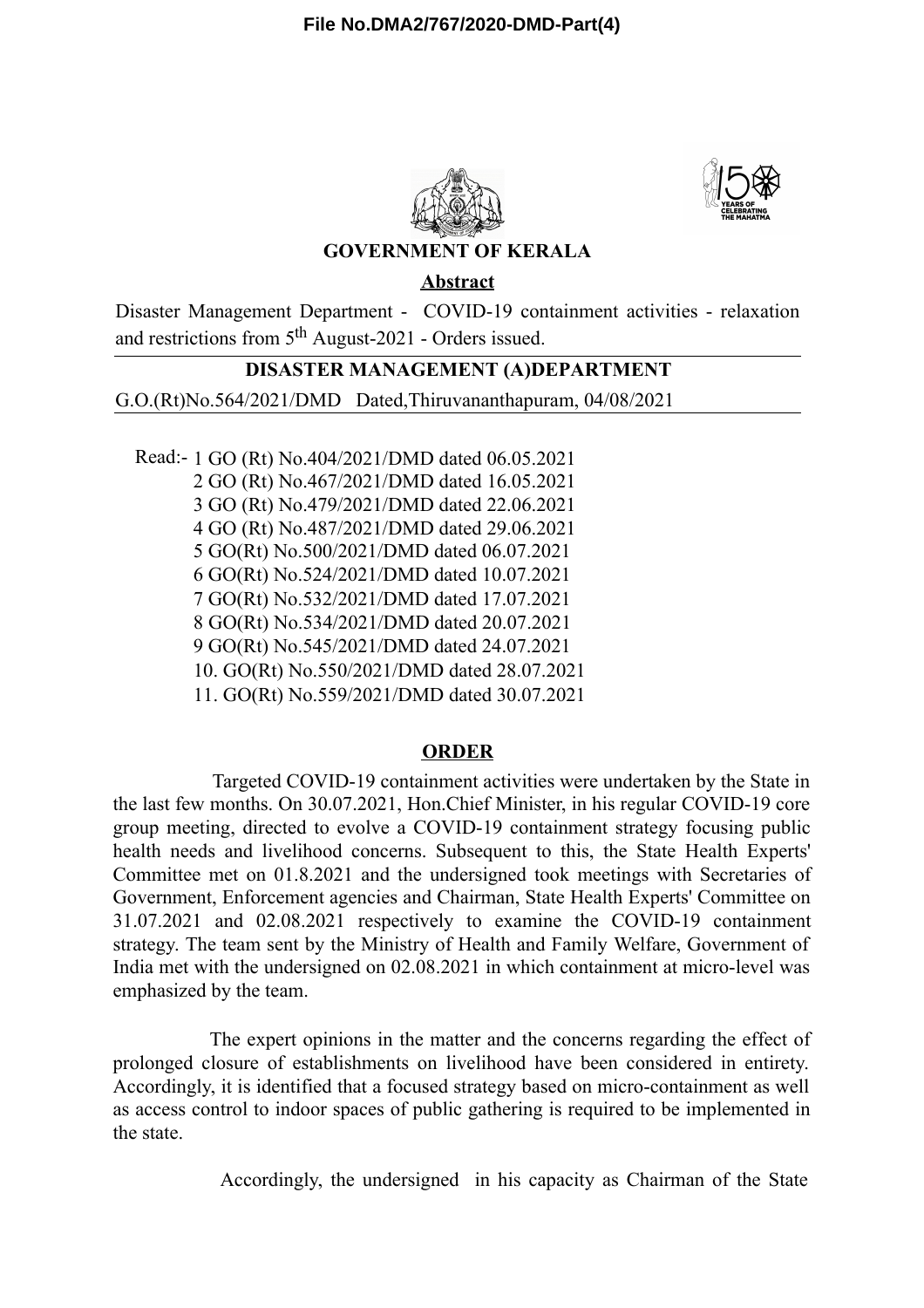File No.DMA2/767/2020-DMD-Part(4)

## GOVERNMENT OF KERALA

**Abstract**

Disaster Management Department - COVID-19 containment activities - relaxation and restrictions from 5th August-2021 - Orders issued.

### DISASTER MANAGEMENT (A)DEPARTMENT

G.O.(Rt)No.564/2021/DMD Dated,Thiruvananthapuram, 04/08/2021

Read:- 1 GO (Rt) No.404/2021/DMD dated 06.05.2021
2 GO (Rt) No.467/2021/DMD dated 16.05.2021
3 GO (Rt) No.479/2021/DMD dated 22.06.2021
4 GO (Rt) No.487/2021/DMD dated 29.06.2021
5 GO(Rt) No.500/2021/DMD dated 06.07.2021
6 GO(Rt) No.524/2021/DMD dated 10.07.2021
7 GO(Rt) No.532/2021/DMD dated 17.07.2021
8 GO(Rt) No.534/2021/DMD dated 20.07.2021
9 GO(Rt) No.545/2021/DMD dated 24.07.2021
10. GO(Rt) No.550/2021/DMD dated 28.07.2021
11. GO(Rt) No.559/2021/DMD dated 30.07.2021

**ORDER**

Targeted COVID-19 containment activities were undertaken by the State in the last few months. On 30.07.2021, Hon.Chief Minister, in his regular COVID-19 core group meeting, directed to evolve a COVID-19 containment strategy focusing public health needs and livelihood concerns. Subsequent to this, the State Health Experts' Committee met on 01.8.2021 and the undersigned took meetings with Secretaries of Government, Enforcement agencies and Chairman, State Health Experts' Committee on 31.07.2021 and 02.08.2021 respectively to examine the COVID-19 containment strategy. The team sent by the Ministry of Health and Family Welfare, Government of India met with the undersigned on 02.08.2021 in which containment at micro-level was emphasized by the team.

The expert opinions in the matter and the concerns regarding the effect of prolonged closure of establishments on livelihood have been considered in entirety. Accordingly, it is identified that a focused strategy based on micro-containment as well as access control to indoor spaces of public gathering is required to be implemented in the state.

Accordingly, the undersigned in his capacity as Chairman of the State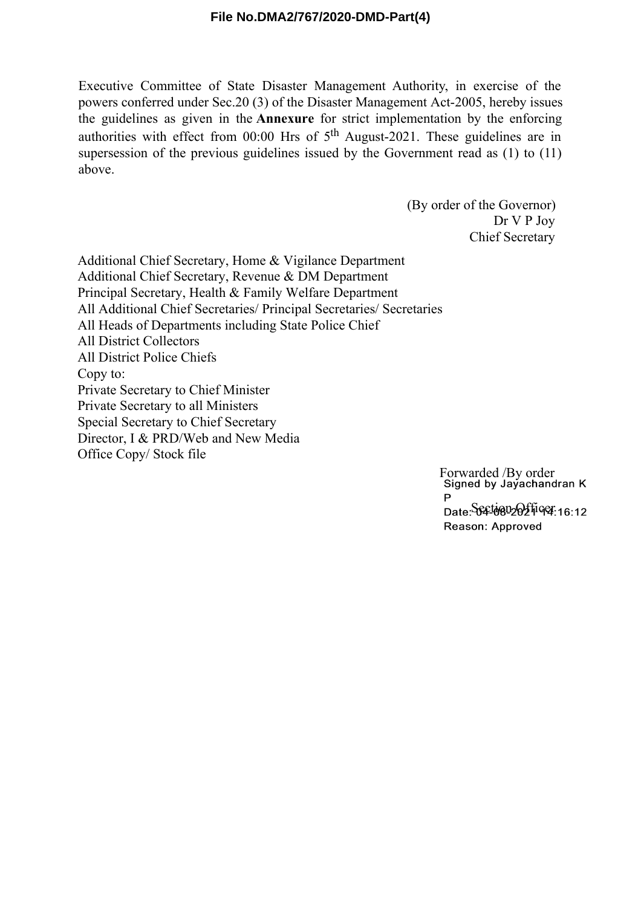File No.DMA2/767/2020-DMD-Part(4)

Executive Committee of State Disaster Management Authority, in exercise of the powers conferred under Sec.20 (3) of the Disaster Management Act-2005, hereby issues the guidelines as given in the **Annexure** for strict implementation by the enforcing authorities with effect from 00:00 Hrs of 5th August-2021. These guidelines are in supersession of the previous guidelines issued by the Government read as (1) to (11) above.

(By order of the Governor)
Dr V P Joy
Chief Secretary

Additional Chief Secretary, Home & Vigilance Department
Additional Chief Secretary, Revenue & DM Department
Principal Secretary, Health & Family Welfare Department
All Additional Chief Secretaries/ Principal Secretaries/ Secretaries
All Heads of Departments including State Police Chief
All District Collectors
All District Police Chiefs
Copy to:
Private Secretary to Chief Minister
Private Secretary to all Ministers
Special Secretary to Chief Secretary
Director, I & PRD/Web and New Media
Office Copy/ Stock file

Forwarded /By order
Section Officer

Signed by Jayachandran K P
Date: 04-08-2021 14:16:12
Reason: Approved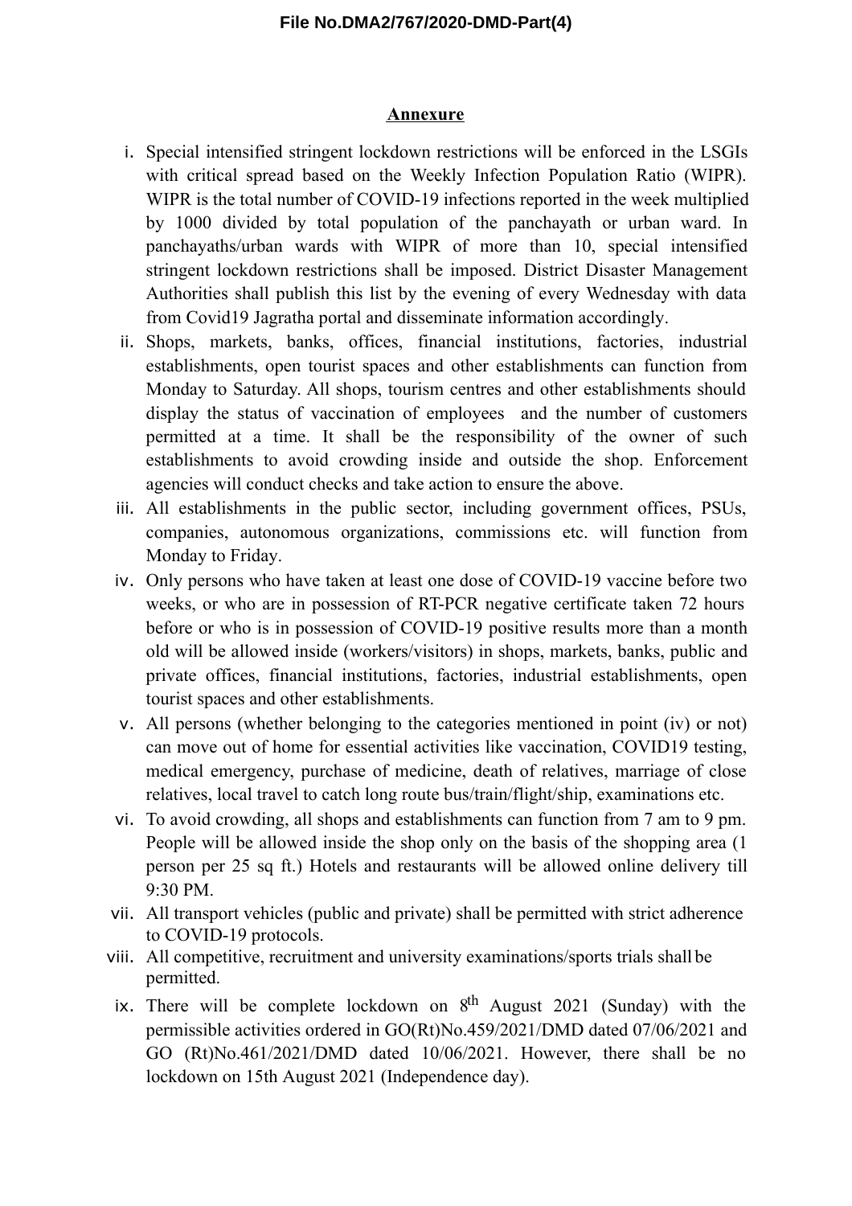## Annexure

i. Special intensified stringent lockdown restrictions will be enforced in the LSGIs with critical spread based on the Weekly Infection Population Ratio (WIPR). WIPR is the total number of COVID-19 infections reported in the week multiplied by 1000 divided by total population of the panchayath or urban ward. In panchayaths/urban wards with WIPR of more than 10, special intensified stringent lockdown restrictions shall be imposed. District Disaster Management Authorities shall publish this list by the evening of every Wednesday with data from Covid19 Jagratha portal and disseminate information accordingly.

ii. Shops, markets, banks, offices, financial institutions, factories, industrial establishments, open tourist spaces and other establishments can function from Monday to Saturday. All shops, tourism centres and other establishments should display the status of vaccination of employees and the number of customers permitted at a time. It shall be the responsibility of the owner of such establishments to avoid crowding inside and outside the shop. Enforcement agencies will conduct checks and take action to ensure the above.

iii. All establishments in the public sector, including government offices, PSUs, companies, autonomous organizations, commissions etc. will function from Monday to Friday.

iv. Only persons who have taken at least one dose of COVID-19 vaccine before two weeks, or who are in possession of RT-PCR negative certificate taken 72 hours before or who is in possession of COVID-19 positive results more than a month old will be allowed inside (workers/visitors) in shops, markets, banks, public and private offices, financial institutions, factories, industrial establishments, open tourist spaces and other establishments.

v. All persons (whether belonging to the categories mentioned in point (iv) or not) can move out of home for essential activities like vaccination, COVID19 testing, medical emergency, purchase of medicine, death of relatives, marriage of close relatives, local travel to catch long route bus/train/flight/ship, examinations etc.

vi. To avoid crowding, all shops and establishments can function from 7 am to 9 pm. People will be allowed inside the shop only on the basis of the shopping area (1 person per 25 sq ft.) Hotels and restaurants will be allowed online delivery till 9:30 PM.

vii. All transport vehicles (public and private) shall be permitted with strict adherence to COVID-19 protocols.

viii. All competitive, recruitment and university examinations/sports trials shall be permitted.

ix. There will be complete lockdown on 8th August 2021 (Sunday) with the permissible activities ordered in GO(Rt)No.459/2021/DMD dated 07/06/2021 and GO (Rt)No.461/2021/DMD dated 10/06/2021. However, there shall be no lockdown on 15th August 2021 (Independence day).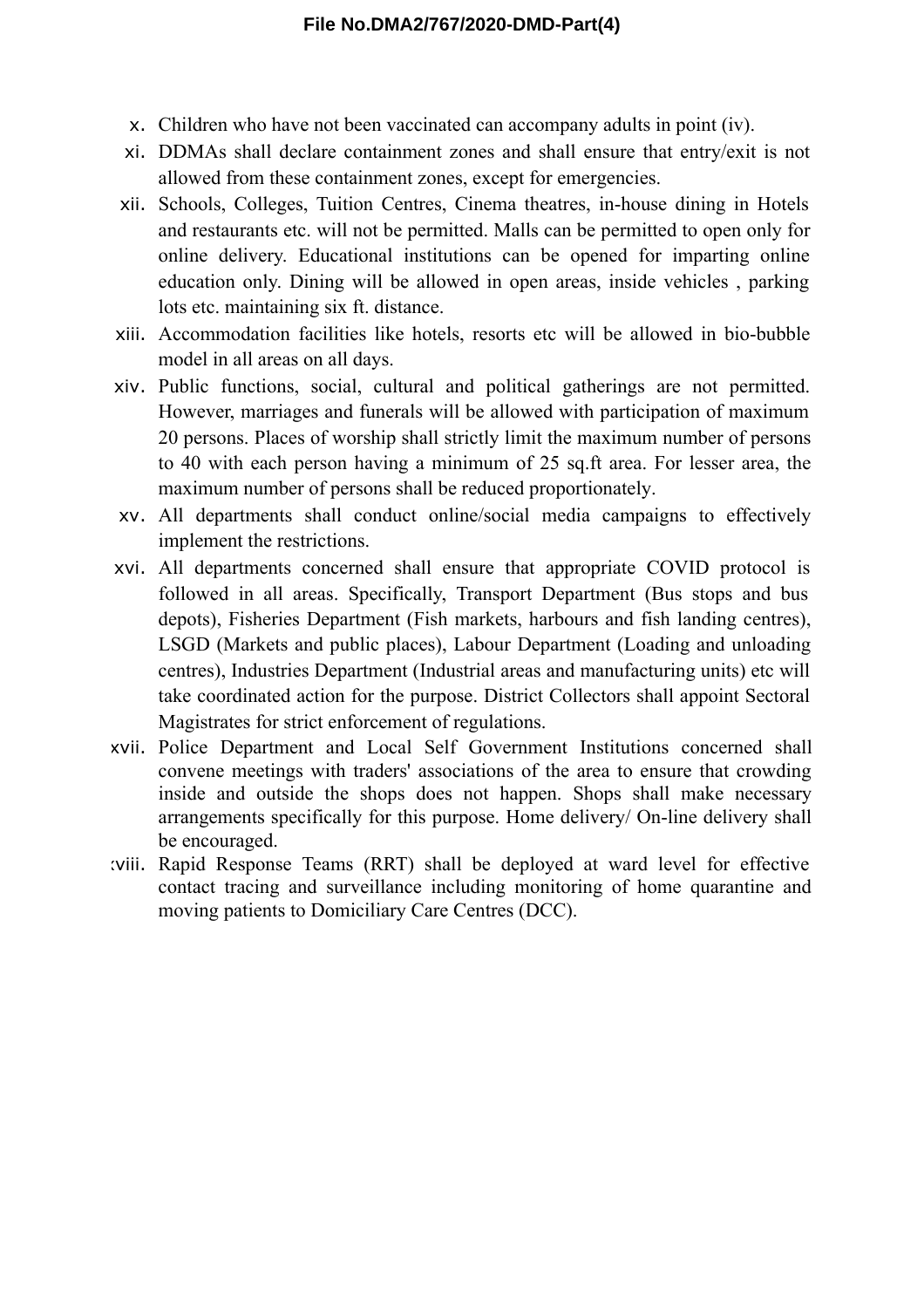x. Children who have not been vaccinated can accompany adults in point (iv).

xi. DDMAs shall declare containment zones and shall ensure that entry/exit is not allowed from these containment zones, except for emergencies.

xii. Schools, Colleges, Tuition Centres, Cinema theatres, in-house dining in Hotels and restaurants etc. will not be permitted. Malls can be permitted to open only for online delivery. Educational institutions can be opened for imparting online education only. Dining will be allowed in open areas, inside vehicles , parking lots etc. maintaining six ft. distance.

xiii. Accommodation facilities like hotels, resorts etc will be allowed in bio-bubble model in all areas on all days.

xiv. Public functions, social, cultural and political gatherings are not permitted. However, marriages and funerals will be allowed with participation of maximum 20 persons. Places of worship shall strictly limit the maximum number of persons to 40 with each person having a minimum of 25 sq.ft area. For lesser area, the maximum number of persons shall be reduced proportionately.

xv. All departments shall conduct online/social media campaigns to effectively implement the restrictions.

xvi. All departments concerned shall ensure that appropriate COVID protocol is followed in all areas. Specifically, Transport Department (Bus stops and bus depots), Fisheries Department (Fish markets, harbours and fish landing centres), LSGD (Markets and public places), Labour Department (Loading and unloading centres), Industries Department (Industrial areas and manufacturing units) etc will take coordinated action for the purpose. District Collectors shall appoint Sectoral Magistrates for strict enforcement of regulations.

xvii. Police Department and Local Self Government Institutions concerned shall convene meetings with traders' associations of the area to ensure that crowding inside and outside the shops does not happen. Shops shall make necessary arrangements specifically for this purpose. Home delivery/ On-line delivery shall be encouraged.

xviii. Rapid Response Teams (RRT) shall be deployed at ward level for effective contact tracing and surveillance including monitoring of home quarantine and moving patients to Domiciliary Care Centres (DCC).